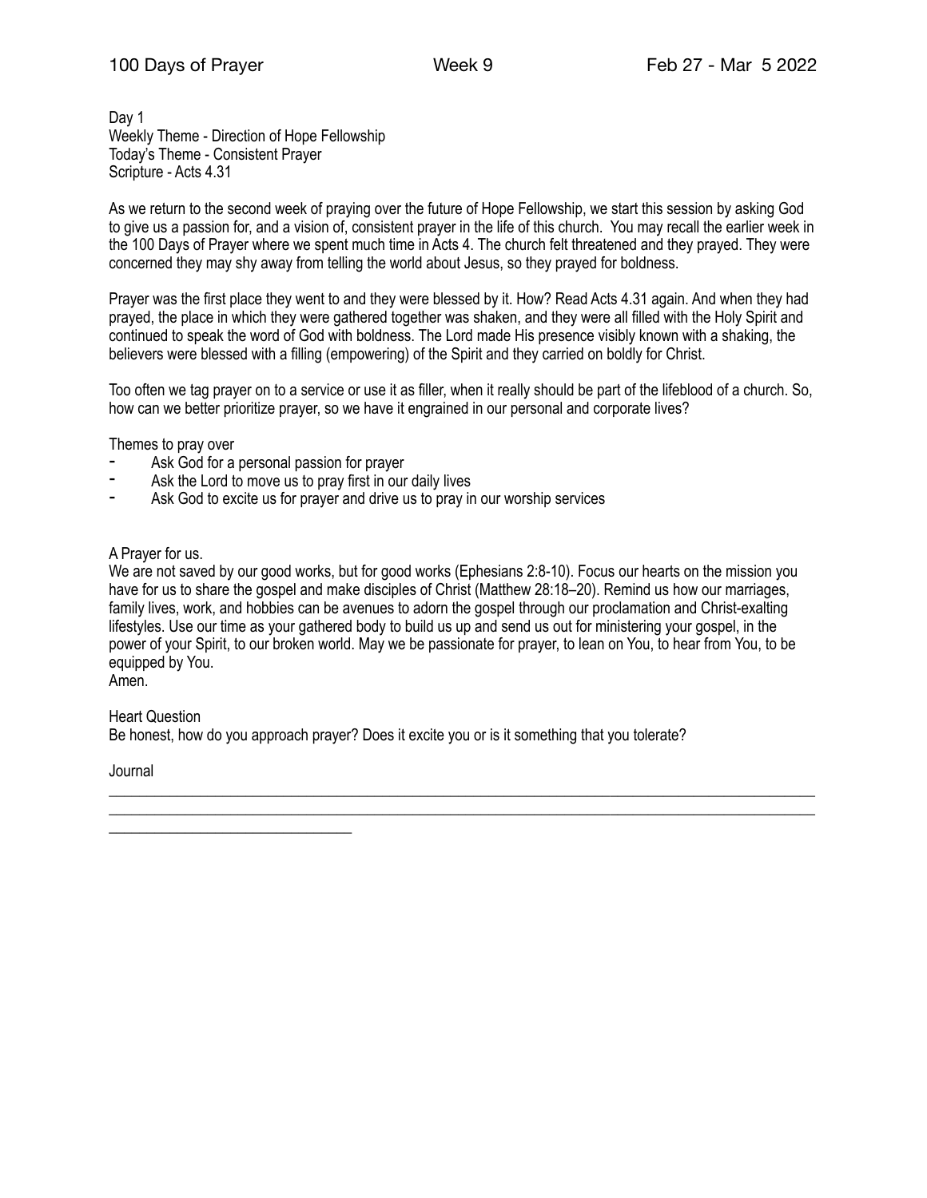100 Days of Prayer Week 9 Feb 27 - Mar 5 2022

Day 1
Weekly Theme - Direction of Hope Fellowship
Today's Theme - Consistent Prayer
Scripture - Acts 4.31

As we return to the second week of praying over the future of Hope Fellowship, we start this session by asking God to give us a passion for, and a vision of, consistent prayer in the life of this church. You may recall the earlier week in the 100 Days of Prayer where we spent much time in Acts 4. The church felt threatened and they prayed. They were concerned they may shy away from telling the world about Jesus, so they prayed for boldness.

Prayer was the first place they went to and they were blessed by it. How? Read Acts 4.31 again. And when they had prayed, the place in which they were gathered together was shaken, and they were all filled with the Holy Spirit and continued to speak the word of God with boldness. The Lord made His presence visibly known with a shaking, the believers were blessed with a filling (empowering) of the Spirit and they carried on boldly for Christ.

Too often we tag prayer on to a service or use it as filler, when it really should be part of the lifeblood of a church. So, how can we better prioritize prayer, so we have it engrained in our personal and corporate lives?

Themes to pray over

- Ask God for a personal passion for prayer
- Ask the Lord to move us to pray first in our daily lives
- Ask God to excite us for prayer and drive us to pray in our worship services

A Prayer for us.
We are not saved by our good works, but for good works (Ephesians 2:8-10). Focus our hearts on the mission you have for us to share the gospel and make disciples of Christ (Matthew 28:18–20). Remind us how our marriages, family lives, work, and hobbies can be avenues to adorn the gospel through our proclamation and Christ-exalting lifestyles. Use our time as your gathered body to build us up and send us out for ministering your gospel, in the power of your Spirit, to our broken world. May we be passionate for prayer, to lean on You, to hear from You, to be equipped by You.
Amen.

Heart Question
Be honest, how do you approach prayer? Does it excite you or is it something that you tolerate?

Journal

______________________________________________________________________________________________

______________________________________________________________________________________________

______________________________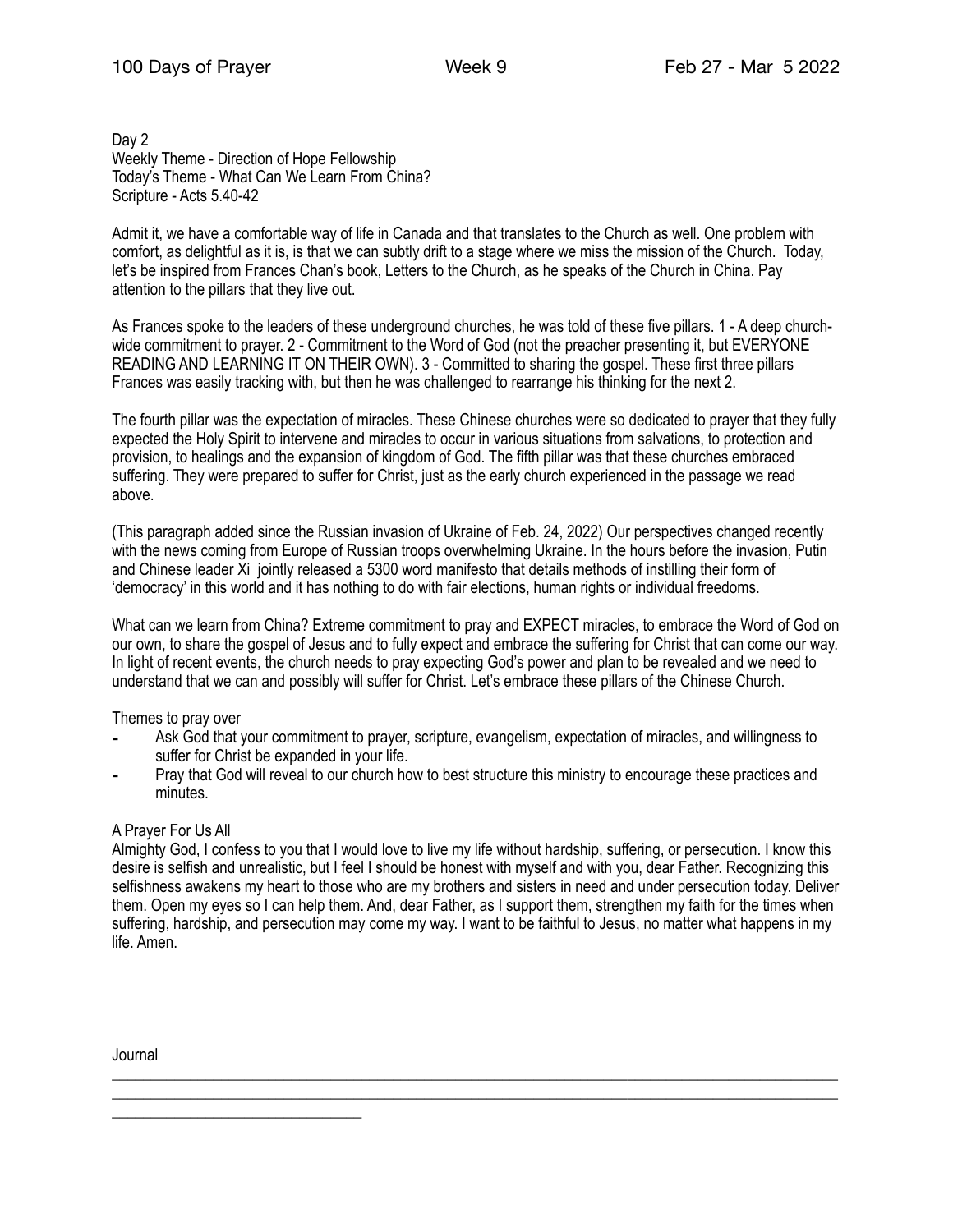Day 2
Weekly Theme - Direction of Hope Fellowship
Today's Theme - What Can We Learn From China?
Scripture - Acts 5.40-42

Admit it, we have a comfortable way of life in Canada and that translates to the Church as well. One problem with comfort, as delightful as it is, is that we can subtly drift to a stage where we miss the mission of the Church. Today, let's be inspired from Frances Chan's book, Letters to the Church, as he speaks of the Church in China. Pay attention to the pillars that they live out.

As Frances spoke to the leaders of these underground churches, he was told of these five pillars. 1 - A deep church-wide commitment to prayer. 2 - Commitment to the Word of God (not the preacher presenting it, but EVERYONE READING AND LEARNING IT ON THEIR OWN). 3 - Committed to sharing the gospel. These first three pillars Frances was easily tracking with, but then he was challenged to rearrange his thinking for the next 2.

The fourth pillar was the expectation of miracles. These Chinese churches were so dedicated to prayer that they fully expected the Holy Spirit to intervene and miracles to occur in various situations from salvations, to protection and provision, to healings and the expansion of kingdom of God. The fifth pillar was that these churches embraced suffering. They were prepared to suffer for Christ, just as the early church experienced in the passage we read above.

(This paragraph added since the Russian invasion of Ukraine of Feb. 24, 2022) Our perspectives changed recently with the news coming from Europe of Russian troops overwhelming Ukraine. In the hours before the invasion, Putin and Chinese leader Xi jointly released a 5300 word manifesto that details methods of instilling their form of 'democracy' in this world and it has nothing to do with fair elections, human rights or individual freedoms.

What can we learn from China? Extreme commitment to pray and EXPECT miracles, to embrace the Word of God on our own, to share the gospel of Jesus and to fully expect and embrace the suffering for Christ that can come our way. In light of recent events, the church needs to pray expecting God's power and plan to be revealed and we need to understand that we can and possibly will suffer for Christ. Let's embrace these pillars of the Chinese Church.

Themes to pray over

- Ask God that your commitment to prayer, scripture, evangelism, expectation of miracles, and willingness to suffer for Christ be expanded in your life.
- Pray that God will reveal to our church how to best structure this ministry to encourage these practices and minutes.

A Prayer For Us All

Almighty God, I confess to you that I would love to live my life without hardship, suffering, or persecution. I know this desire is selfish and unrealistic, but I feel I should be honest with myself and with you, dear Father. Recognizing this selfishness awakens my heart to those who are my brothers and sisters in need and under persecution today. Deliver them. Open my eyes so I can help them. And, dear Father, as I support them, strengthen my faith for the times when suffering, hardship, and persecution may come my way. I want to be faithful to Jesus, no matter what happens in my life. Amen.

Journal

______________________________________________________________________________
______________________________________________________________________________
______________________________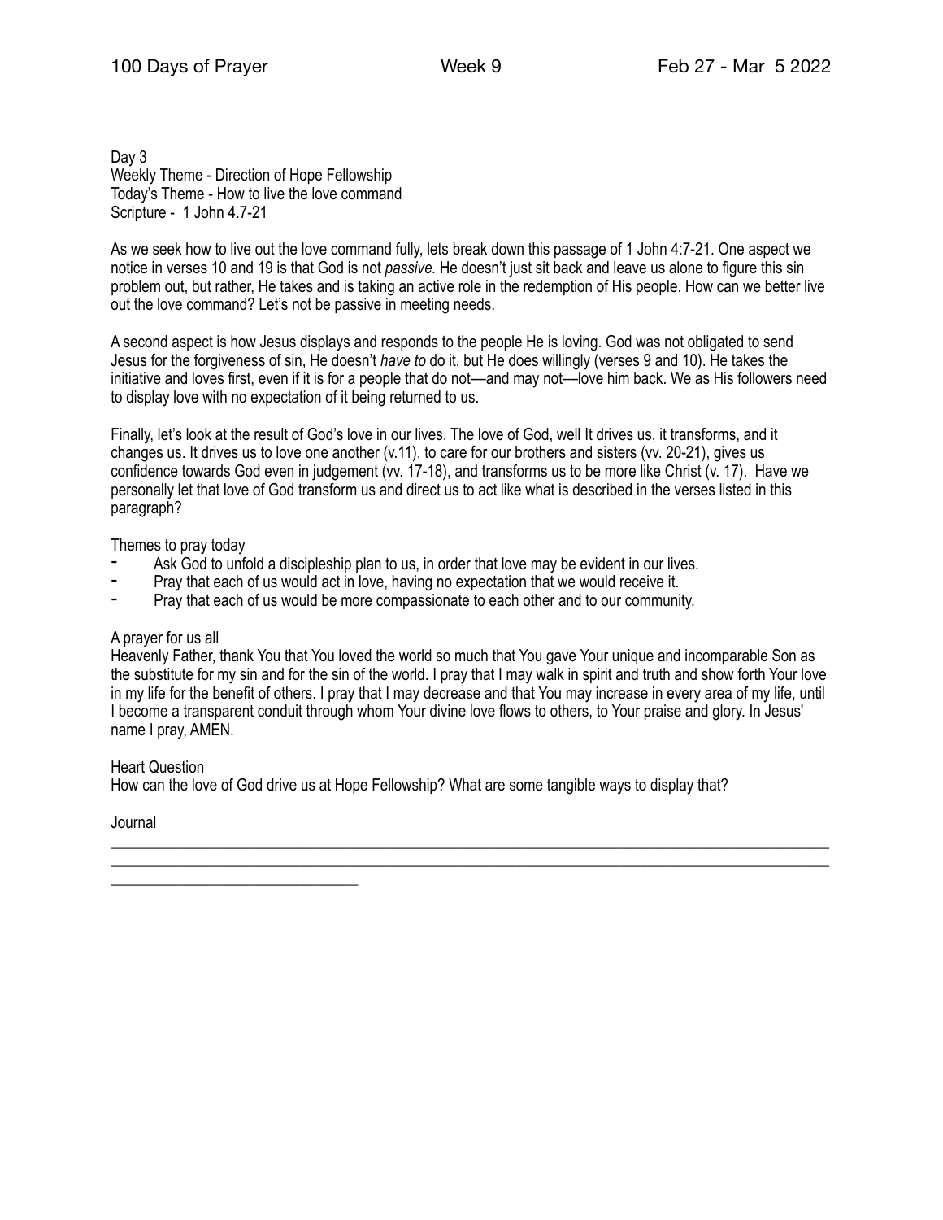Day 3
Weekly Theme - Direction of Hope Fellowship
Today's Theme - How to live the love command
Scripture - 1 John 4.7-21

As we seek how to live out the love command fully, lets break down this passage of 1 John 4:7-21. One aspect we notice in verses 10 and 19 is that God is not *passive.* He doesn't just sit back and leave us alone to figure this sin problem out, but rather, He takes and is taking an active role in the redemption of His people. How can we better live out the love command? Let's not be passive in meeting needs.

A second aspect is how Jesus displays and responds to the people He is loving. God was not obligated to send Jesus for the forgiveness of sin, He doesn't *have to* do it, but He does willingly (verses 9 and 10). He takes the initiative and loves first, even if it is for a people that do not—and may not—love him back. We as His followers need to display love with no expectation of it being returned to us.

Finally, let's look at the result of God's love in our lives. The love of God, well It drives us, it transforms, and it changes us. It drives us to love one another (v.11), to care for our brothers and sisters (vv. 20-21), gives us confidence towards God even in judgement (vv. 17-18), and transforms us to be more like Christ (v. 17). Have we personally let that love of God transform us and direct us to act like what is described in the verses listed in this paragraph?

Themes to pray today

- Ask God to unfold a discipleship plan to us, in order that love may be evident in our lives.
- Pray that each of us would act in love, having no expectation that we would receive it.
- Pray that each of us would be more compassionate to each other and to our community.

A prayer for us all
Heavenly Father, thank You that You loved the world so much that You gave Your unique and incomparable Son as the substitute for my sin and for the sin of the world. I pray that I may walk in spirit and truth and show forth Your love in my life for the benefit of others. I pray that I may decrease and that You may increase in every area of my life, until I become a transparent conduit through whom Your divine love flows to others, to Your praise and glory. In Jesus' name I pray, AMEN.

Heart Question
How can the love of God drive us at Hope Fellowship? What are some tangible ways to display that?

Journal

\_\_\_\_\_\_\_\_\_\_\_\_\_\_\_\_\_\_\_\_\_\_\_\_\_\_\_\_\_\_\_\_\_\_\_\_\_\_\_\_\_\_\_\_\_\_\_\_\_\_\_\_\_\_\_\_\_\_\_\_\_\_\_\_\_\_\_\_\_\_\_\_\_\_\_\_\_\_

\_\_\_\_\_\_\_\_\_\_\_\_\_\_\_\_\_\_\_\_\_\_\_\_\_\_\_\_\_\_\_\_\_\_\_\_\_\_\_\_\_\_\_\_\_\_\_\_\_\_\_\_\_\_\_\_\_\_\_\_\_\_\_\_\_\_\_\_\_\_\_\_\_\_\_\_\_\_

\_\_\_\_\_\_\_\_\_\_\_\_\_\_\_\_\_\_\_\_\_\_\_\_\_\_\_\_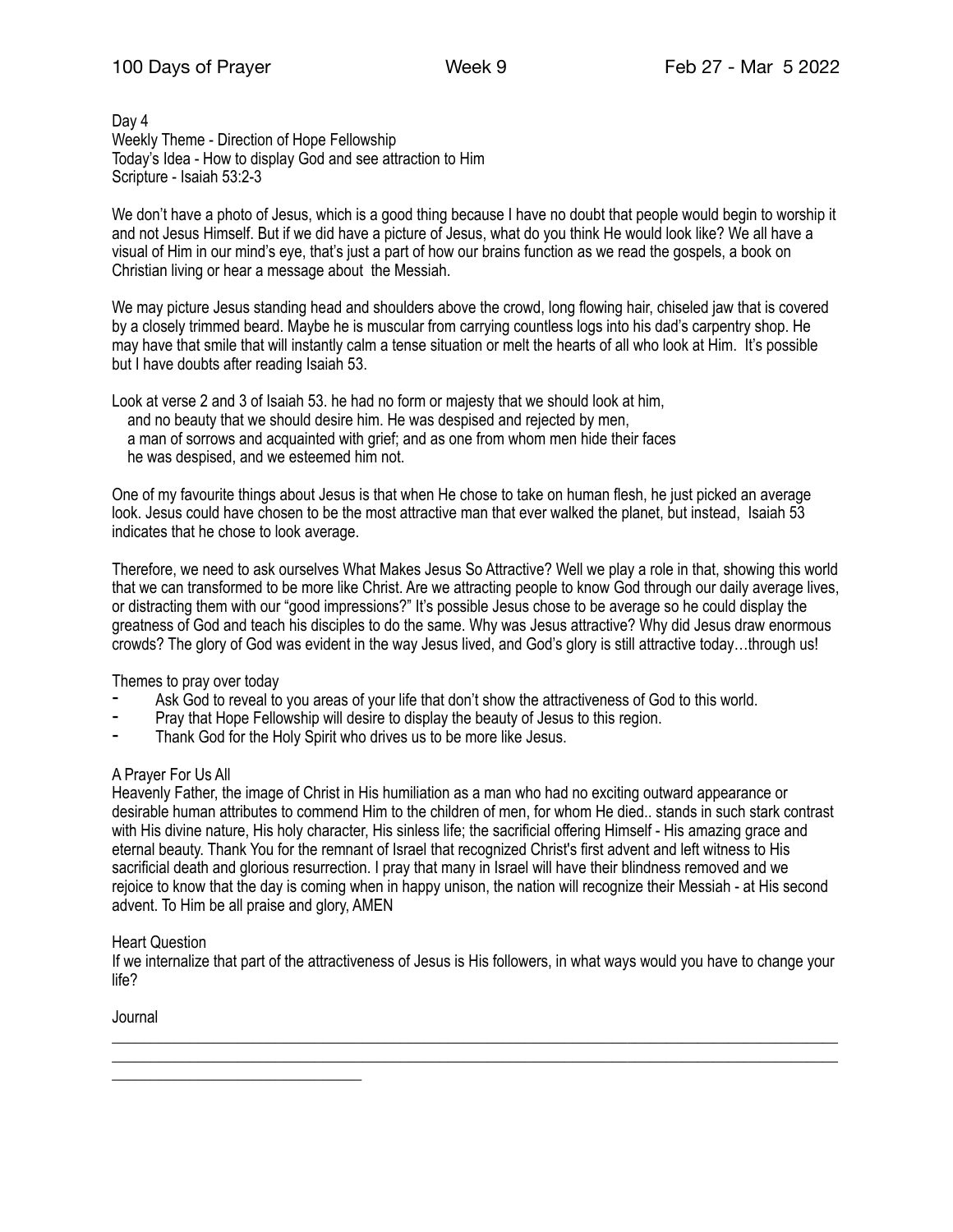Day 4
Weekly Theme - Direction of Hope Fellowship
Today's Idea - How to display God and see attraction to Him
Scripture - Isaiah 53:2-3

We don't have a photo of Jesus, which is a good thing because I have no doubt that people would begin to worship it and not Jesus Himself. But if we did have a picture of Jesus, what do you think He would look like? We all have a visual of Him in our mind's eye, that's just a part of how our brains function as we read the gospels, a book on Christian living or hear a message about the Messiah.

We may picture Jesus standing head and shoulders above the crowd, long flowing hair, chiseled jaw that is covered by a closely trimmed beard. Maybe he is muscular from carrying countless logs into his dad's carpentry shop. He may have that smile that will instantly calm a tense situation or melt the hearts of all who look at Him. It's possible but I have doubts after reading Isaiah 53.

Look at verse 2 and 3 of Isaiah 53. he had no form or majesty that we should look at him,
and no beauty that we should desire him. He was despised and rejected by men,
a man of sorrows and acquainted with grief; and as one from whom men hide their faces
he was despised, and we esteemed him not.

One of my favourite things about Jesus is that when He chose to take on human flesh, he just picked an average look. Jesus could have chosen to be the most attractive man that ever walked the planet, but instead, Isaiah 53 indicates that he chose to look average.

Therefore, we need to ask ourselves What Makes Jesus So Attractive? Well we play a role in that, showing this world that we can transformed to be more like Christ. Are we attracting people to know God through our daily average lives, or distracting them with our "good impressions?" It's possible Jesus chose to be average so he could display the greatness of God and teach his disciples to do the same. Why was Jesus attractive? Why did Jesus draw enormous crowds? The glory of God was evident in the way Jesus lived, and God's glory is still attractive today…through us!

Themes to pray over today

- Ask God to reveal to you areas of your life that don't show the attractiveness of God to this world.
- Pray that Hope Fellowship will desire to display the beauty of Jesus to this region.
- Thank God for the Holy Spirit who drives us to be more like Jesus.

A Prayer For Us All
Heavenly Father, the image of Christ in His humiliation as a man who had no exciting outward appearance or desirable human attributes to commend Him to the children of men, for whom He died.. stands in such stark contrast with His divine nature, His holy character, His sinless life; the sacrificial offering Himself - His amazing grace and eternal beauty. Thank You for the remnant of Israel that recognized Christ's first advent and left witness to His sacrificial death and glorious resurrection. I pray that many in Israel will have their blindness removed and we rejoice to know that the day is coming when in happy unison, the nation will recognize their Messiah - at His second advent. To Him be all praise and glory, AMEN

Heart Question
If we internalize that part of the attractiveness of Jesus is His followers, in what ways would you have to change your life?

Journal

______________________________________________________________________________________________
______________________________________________________________________________________________
________________________________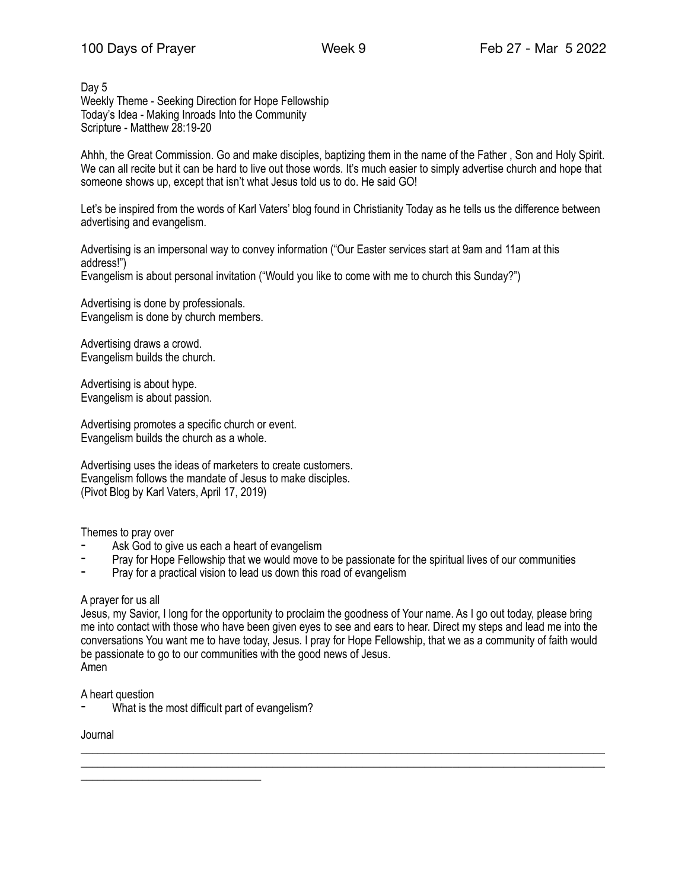Day 5
Weekly Theme - Seeking Direction for Hope Fellowship
Today's Idea - Making Inroads Into the Community
Scripture - Matthew 28:19-20

Ahhh, the Great Commission. Go and make disciples, baptizing them in the name of the Father , Son and Holy Spirit. We can all recite but it can be hard to live out those words. It's much easier to simply advertise church and hope that someone shows up, except that isn't what Jesus told us to do. He said GO!

Let's be inspired from the words of Karl Vaters' blog found in Christianity Today as he tells us the difference between advertising and evangelism.

Advertising is an impersonal way to convey information ("Our Easter services start at 9am and 11am at this address!")
Evangelism is about personal invitation ("Would you like to come with me to church this Sunday?")

Advertising is done by professionals.
Evangelism is done by church members.

Advertising draws a crowd.
Evangelism builds the church.

Advertising is about hype.
Evangelism is about passion.

Advertising promotes a specific church or event.
Evangelism builds the church as a whole.

Advertising uses the ideas of marketers to create customers.
Evangelism follows the mandate of Jesus to make disciples.
(Pivot Blog by Karl Vaters, April 17, 2019)

Themes to pray over

- Ask God to give us each a heart of evangelism
- Pray for Hope Fellowship that we would move to be passionate for the spiritual lives of our communities
- Pray for a practical vision to lead us down this road of evangelism

A prayer for us all
Jesus, my Savior, I long for the opportunity to proclaim the goodness of Your name. As I go out today, please bring me into contact with those who have been given eyes to see and ears to hear. Direct my steps and lead me into the conversations You want me to have today, Jesus. I pray for Hope Fellowship, that we as a community of faith would be passionate to go to our communities with the good news of Jesus.
Amen

A heart question

- What is the most difficult part of evangelism?

Journal

______________________________________________________________________________________________
______________________________________________________________________________________________
________________________________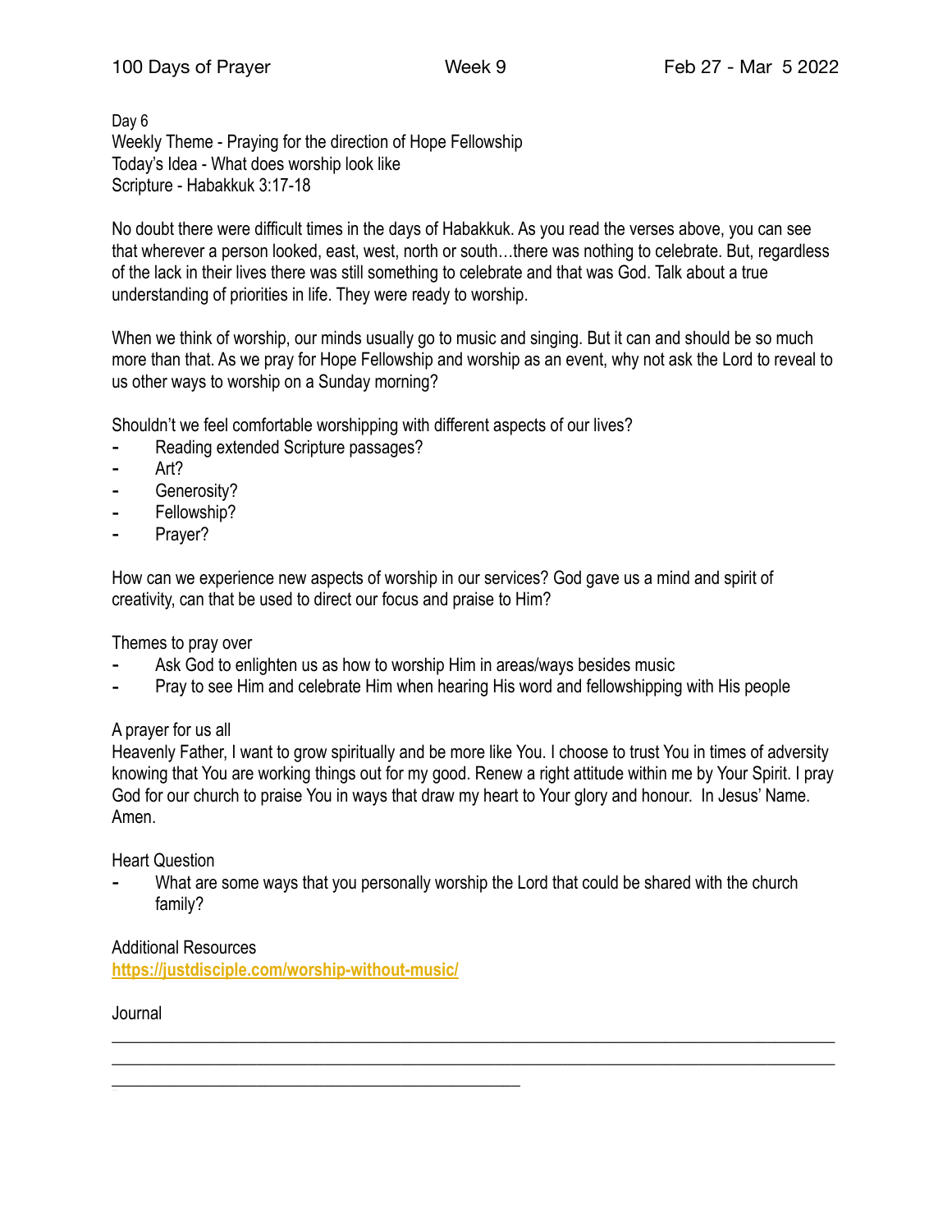Day 6
Weekly Theme - Praying for the direction of Hope Fellowship
Today's Idea - What does worship look like
Scripture - Habakkuk 3:17-18

No doubt there were difficult times in the days of Habakkuk. As you read the verses above, you can see that wherever a person looked, east, west, north or south…there was nothing to celebrate. But, regardless of the lack in their lives there was still something to celebrate and that was God. Talk about a true understanding of priorities in life. They were ready to worship.

When we think of worship, our minds usually go to music and singing. But it can and should be so much more than that. As we pray for Hope Fellowship and worship as an event, why not ask the Lord to reveal to us other ways to worship on a Sunday morning?

Shouldn't we feel comfortable worshipping with different aspects of our lives?

- Reading extended Scripture passages?
- Art?
- Generosity?
- Fellowship?
- Prayer?

How can we experience new aspects of worship in our services? God gave us a mind and spirit of creativity, can that be used to direct our focus and praise to Him?

Themes to pray over

- Ask God to enlighten us as how to worship Him in areas/ways besides music
- Pray to see Him and celebrate Him when hearing His word and fellowshipping with His people

A prayer for us all
Heavenly Father, I want to grow spiritually and be more like You. I choose to trust You in times of adversity knowing that You are working things out for my good. Renew a right attitude within me by Your Spirit. I pray God for our church to praise You in ways that draw my heart to Your glory and honour. In Jesus' Name. Amen.

Heart Question

- What are some ways that you personally worship the Lord that could be shared with the church family?

Additional Resources
**https://justdisciple.com/worship-without-music/**

Journal

___________________________________________________________________________
___________________________________________________________________________
_________________________________________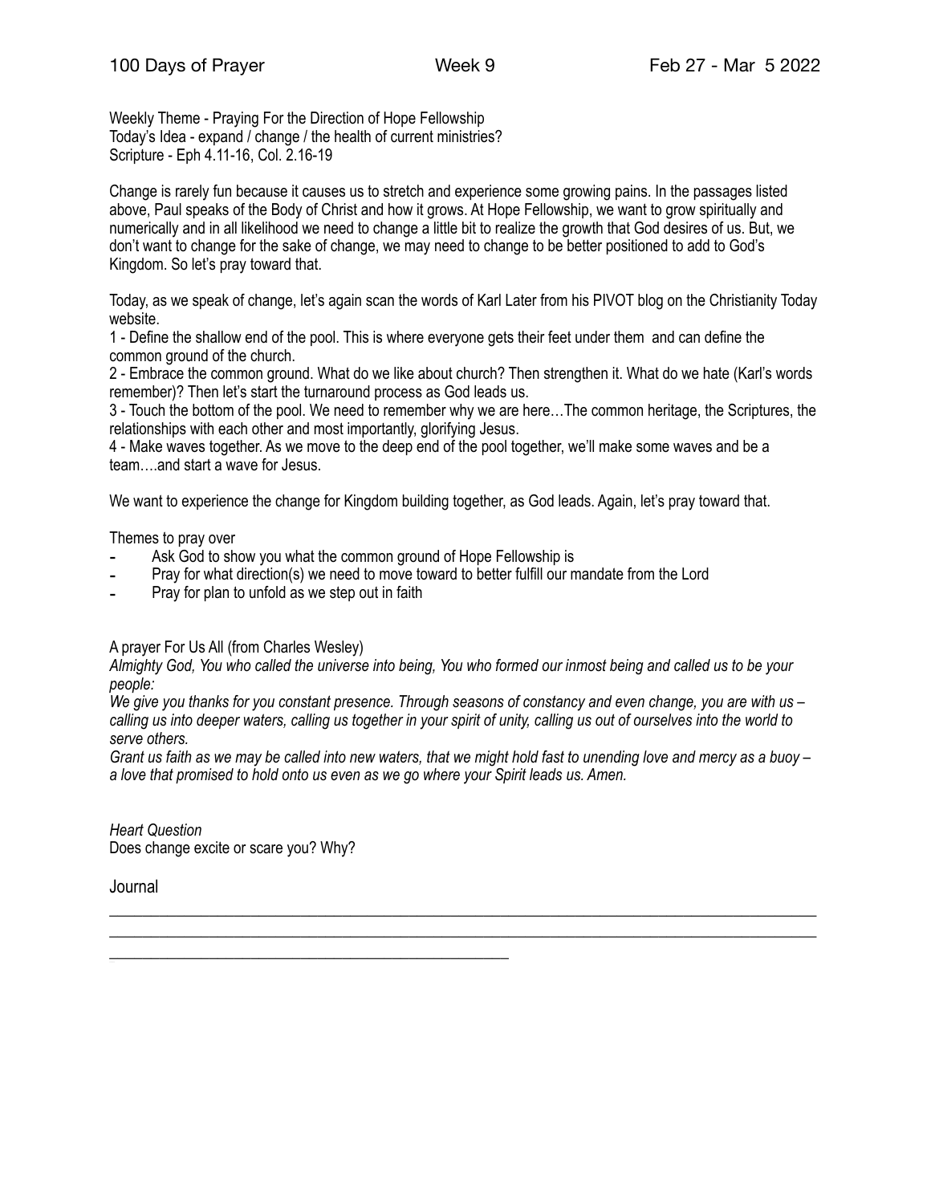100 Days of Prayer Week 9 Feb 27 - Mar 5 2022

Weekly Theme - Praying For the Direction of Hope Fellowship
Today's Idea - expand / change / the health of current ministries?
Scripture - Eph 4.11-16, Col. 2.16-19

Change is rarely fun because it causes us to stretch and experience some growing pains. In the passages listed above, Paul speaks of the Body of Christ and how it grows. At Hope Fellowship, we want to grow spiritually and numerically and in all likelihood we need to change a little bit to realize the growth that God desires of us. But, we don't want to change for the sake of change, we may need to change to be better positioned to add to God's Kingdom. So let's pray toward that.

Today, as we speak of change, let's again scan the words of Karl Later from his PIVOT blog on the Christianity Today website.

1 - Define the shallow end of the pool. This is where everyone gets their feet under them and can define the common ground of the church.

2 - Embrace the common ground. What do we like about church? Then strengthen it. What do we hate (Karl's words remember)? Then let's start the turnaround process as God leads us.

3 - Touch the bottom of the pool. We need to remember why we are here…The common heritage, the Scriptures, the relationships with each other and most importantly, glorifying Jesus.

4 - Make waves together. As we move to the deep end of the pool together, we'll make some waves and be a team….and start a wave for Jesus.

We want to experience the change for Kingdom building together, as God leads. Again, let's pray toward that.

Themes to pray over

- Ask God to show you what the common ground of Hope Fellowship is
- Pray for what direction(s) we need to move toward to better fulfill our mandate from the Lord
- Pray for plan to unfold as we step out in faith

A prayer For Us All (from Charles Wesley)

*Almighty God, You who called the universe into being, You who formed our inmost being and called us to be your people:*

*We give you thanks for you constant presence. Through seasons of constancy and even change, you are with us – calling us into deeper waters, calling us together in your spirit of unity, calling us out of ourselves into the world to serve others.*

*Grant us faith as we may be called into new waters, that we might hold fast to unending love and mercy as a buoy – a love that promised to hold onto us even as we go where your Spirit leads us. Amen.*

*Heart Question*

Does change excite or scare you? Why?

Journal

\_\_\_\_\_\_\_\_\_\_\_\_\_\_\_\_\_\_\_\_\_\_\_\_\_\_\_\_\_\_\_\_\_\_\_\_\_\_\_\_\_\_\_\_\_\_\_\_\_\_\_\_\_\_\_\_\_\_\_\_\_\_\_\_\_\_\_\_\_\_\_\_\_\_\_\_\_\_\_\_\_\_\_\_

\_\_\_\_\_\_\_\_\_\_\_\_\_\_\_\_\_\_\_\_\_\_\_\_\_\_\_\_\_\_\_\_\_\_\_\_\_\_\_\_\_\_\_\_\_\_\_\_\_\_\_\_\_\_\_\_\_\_\_\_\_\_\_\_\_\_\_\_\_\_\_\_\_\_\_\_\_\_\_\_\_\_\_\_

\_\_\_\_\_\_\_\_\_\_\_\_\_\_\_\_\_\_\_\_\_\_\_\_\_\_\_\_\_\_\_\_\_\_\_\_\_\_\_\_\_\_\_\_\_\_\_